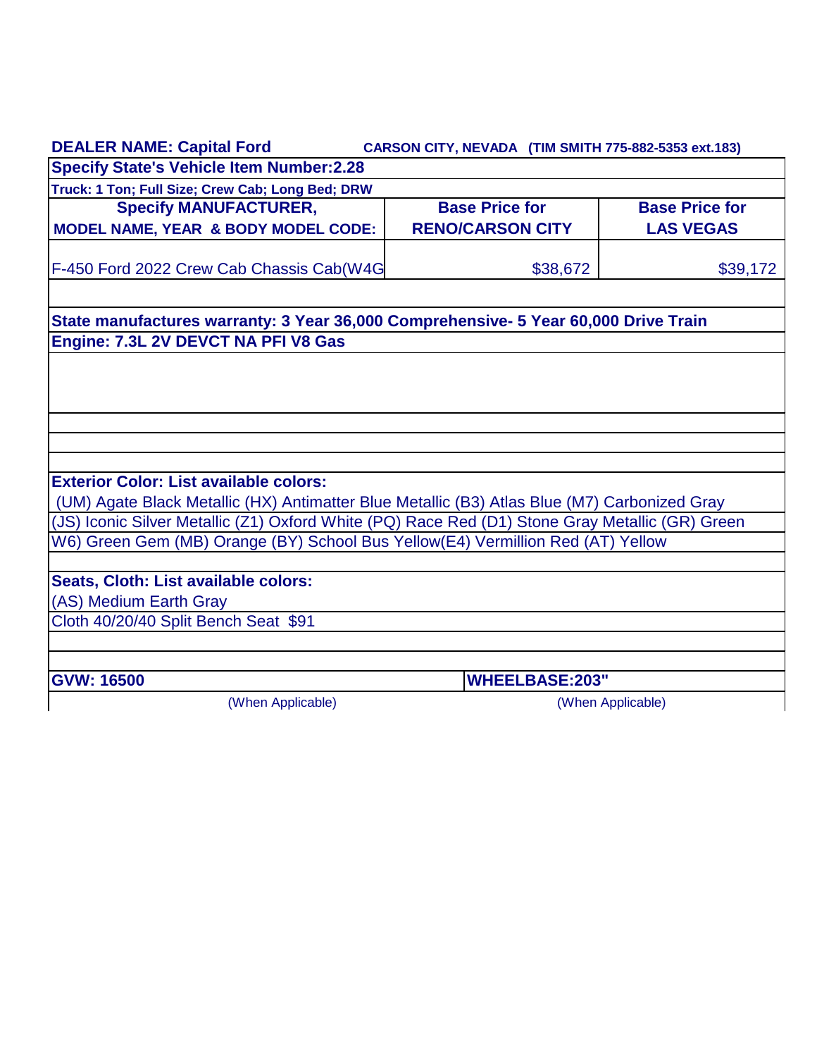**DEALER NAME: Capital Ford** **CARSON CITY, NEVADA (TIM SMITH 775-882-5353 ext.183)**

**Specify State's Vehicle Item Number:2.28**

**Truck: 1 Ton; Full Size; Crew Cab; Long Bed; DRW**

| Specify MANUFACTURER, MODEL NAME, YEAR & BODY MODEL CODE: | Base Price for RENO/CARSON CITY | Base Price for LAS VEGAS |
|---|---|---|
| F-450 Ford 2022 Crew Cab Chassis Cab(W4G | $38,672 | $39,172 |

**State manufactures warranty: 3 Year 36,000 Comprehensive- 5 Year 60,000 Drive Train**

**Engine: 7.3L 2V DEVCT NA PFI V8 Gas**

**Exterior Color: List available colors:**

(UM) Agate Black Metallic (HX) Antimatter Blue Metallic (B3) Atlas Blue (M7) Carbonized Gray
(JS) Iconic Silver Metallic (Z1) Oxford White (PQ) Race Red (D1) Stone Gray Metallic (GR) Green
W6) Green Gem (MB) Orange (BY) School Bus Yellow(E4) Vermillion Red (AT) Yellow

**Seats, Cloth: List available colors:**

(AS) Medium Earth Gray
Cloth 40/20/40 Split Bench Seat $91

| **GVW: 16500** | **WHEELBASE:203"** |
|---|---|
| (When Applicable) | (When Applicable) |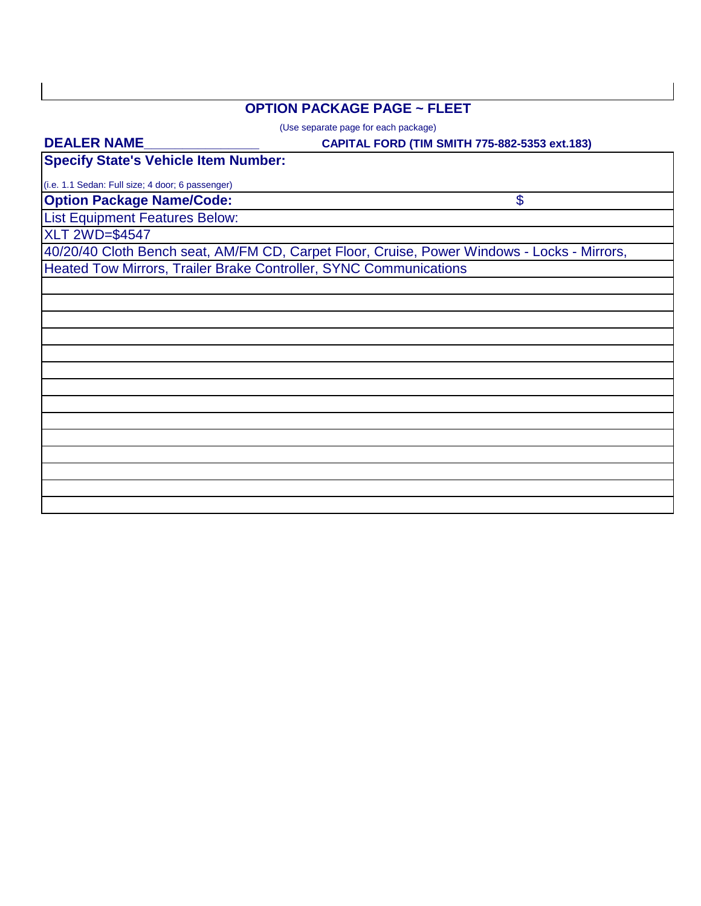## OPTION PACKAGE PAGE ~ FLEET

(Use separate page for each package)

**DEALER NAME_______________** **CAPITAL FORD (TIM SMITH 775-882-5353 ext.183)**

**Specify State's Vehicle Item Number:**

(i.e. 1.1 Sedan: Full size; 4 door; 6 passenger)

**Option Package Name/Code:** $

List Equipment Features Below:

XLT 2WD=$4547

40/20/40 Cloth Bench seat, AM/FM CD, Carpet Floor, Cruise, Power Windows - Locks - Mirrors,
Heated Tow Mirrors, Trailer Brake Controller, SYNC Communications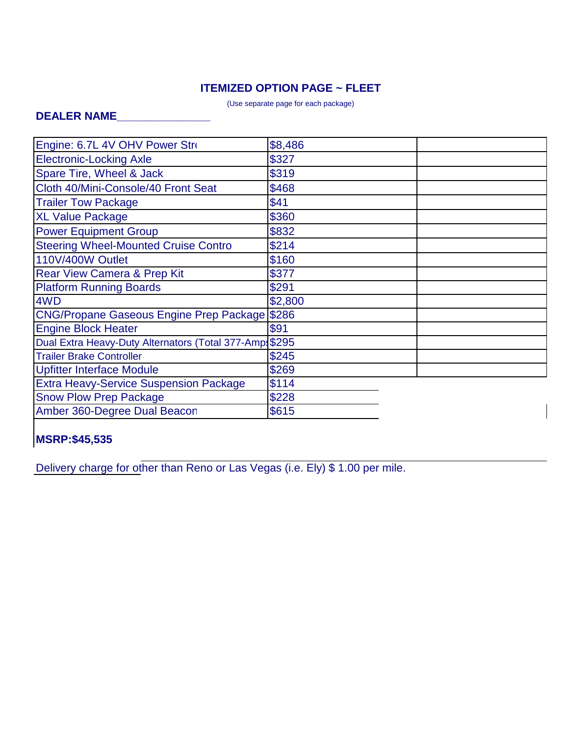## ITEMIZED OPTION PAGE ~ FLEET

(Use separate page for each package)

**DEALER NAME**_______________

| | | |
|---|---|---|
| Engine: 6.7L 4V OHV Power Str | $8,486 | |
| Electronic-Locking Axle | $327 | |
| Spare Tire, Wheel & Jack | $319 | |
| Cloth 40/Mini-Console/40 Front Seat | $468 | |
| Trailer Tow Package | $41 | |
| XL Value Package | $360 | |
| Power Equipment Group | $832 | |
| Steering Wheel-Mounted Cruise Contro | $214 | |
| 110V/400W Outlet | $160 | |
| Rear View Camera & Prep Kit | $377 | |
| Platform Running Boards | $291 | |
| 4WD | $2,800 | |
| CNG/Propane Gaseous Engine Prep Package | $286 | |
| Engine Block Heater | $91 | |
| Dual Extra Heavy-Duty Alternators (Total 377-Amps | $295 | |
| Trailer Brake Controller | $245 | |
| Upfitter Interface Module | $269 | |
| Extra Heavy-Service Suspension Package | $114 | |
| Snow Plow Prep Package | $228 | |
| Amber 360-Degree Dual Beacon | $615 | |

**MSRP:$45,535**

Delivery charge for other than Reno or Las Vegas (i.e. Ely) $ 1.00 per mile.